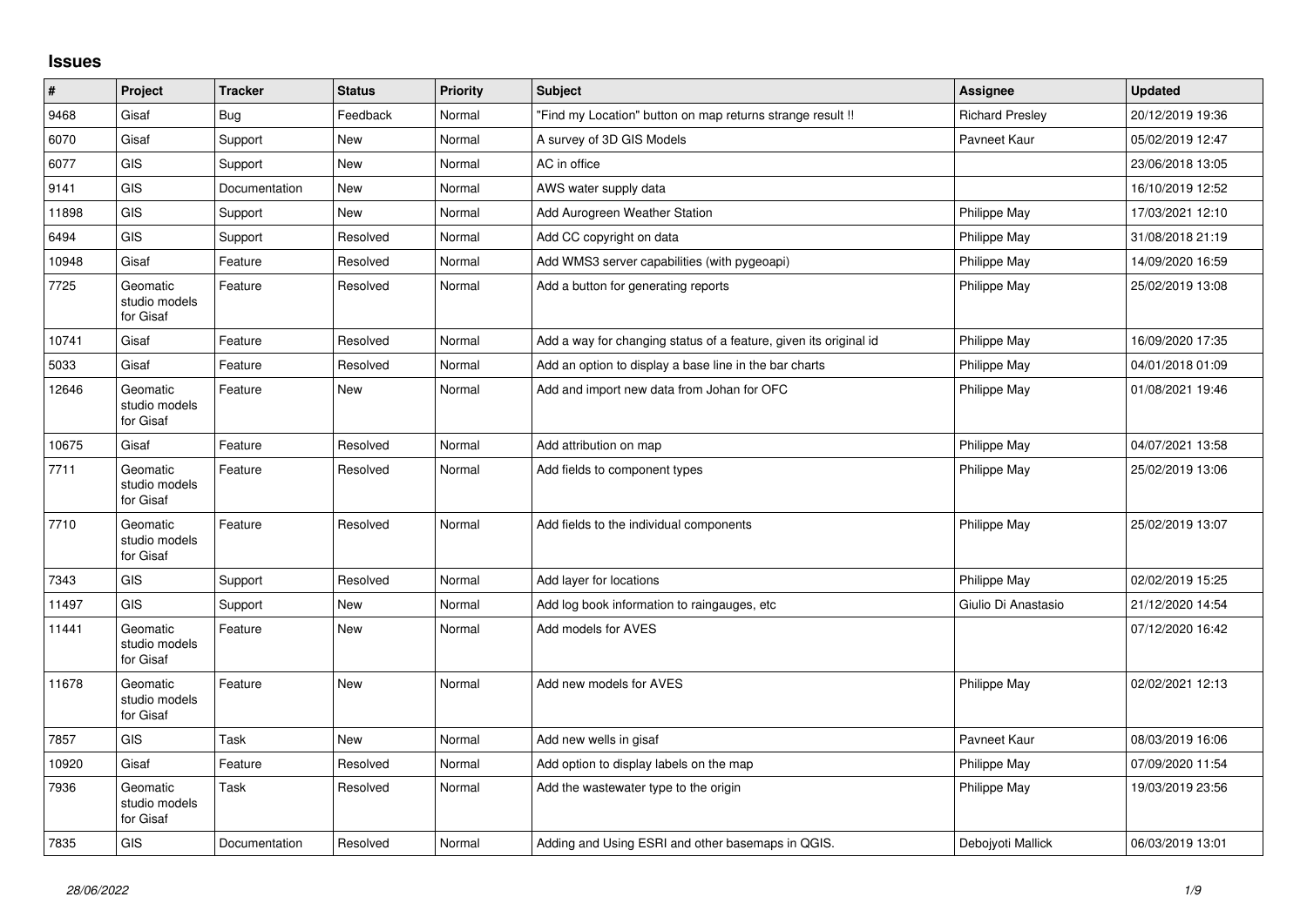# Issues

| # | Project | Tracker | Status | Priority | Subject | Assignee | Updated |
|---|---|---|---|---|---|---|---|
| 9468 | Gisaf | Bug | Feedback | Normal | "Find my Location" button on map returns strange result !! | Richard Presley | 20/12/2019 19:36 |
| 6070 | Gisaf | Support | New | Normal | A survey of 3D GIS Models | Pavneet Kaur | 05/02/2019 12:47 |
| 6077 | GIS | Support | New | Normal | AC in office | | 23/06/2018 13:05 |
| 9141 | GIS | Documentation | New | Normal | AWS water supply data | | 16/10/2019 12:52 |
| 11898 | GIS | Support | New | Normal | Add Aurogreen Weather Station | Philippe May | 17/03/2021 12:10 |
| 6494 | GIS | Support | Resolved | Normal | Add CC copyright on data | Philippe May | 31/08/2018 21:19 |
| 10948 | Gisaf | Feature | Resolved | Normal | Add WMS3 server capabilities (with pygeoapi) | Philippe May | 14/09/2020 16:59 |
| 7725 | Geomatic studio models for Gisaf | Feature | Resolved | Normal | Add a button for generating reports | Philippe May | 25/02/2019 13:08 |
| 10741 | Gisaf | Feature | Resolved | Normal | Add a way for changing status of a feature, given its original id | Philippe May | 16/09/2020 17:35 |
| 5033 | Gisaf | Feature | Resolved | Normal | Add an option to display a base line in the bar charts | Philippe May | 04/01/2018 01:09 |
| 12646 | Geomatic studio models for Gisaf | Feature | New | Normal | Add and import new data from Johan for OFC | Philippe May | 01/08/2021 19:46 |
| 10675 | Gisaf | Feature | Resolved | Normal | Add attribution on map | Philippe May | 04/07/2021 13:58 |
| 7711 | Geomatic studio models for Gisaf | Feature | Resolved | Normal | Add fields to component types | Philippe May | 25/02/2019 13:06 |
| 7710 | Geomatic studio models for Gisaf | Feature | Resolved | Normal | Add fields to the individual components | Philippe May | 25/02/2019 13:07 |
| 7343 | GIS | Support | Resolved | Normal | Add layer for locations | Philippe May | 02/02/2019 15:25 |
| 11497 | GIS | Support | New | Normal | Add log book information to raingauges, etc | Giulio Di Anastasio | 21/12/2020 14:54 |
| 11441 | Geomatic studio models for Gisaf | Feature | New | Normal | Add models for AVES | | 07/12/2020 16:42 |
| 11678 | Geomatic studio models for Gisaf | Feature | New | Normal | Add new models for AVES | Philippe May | 02/02/2021 12:13 |
| 7857 | GIS | Task | New | Normal | Add new wells in gisaf | Pavneet Kaur | 08/03/2019 16:06 |
| 10920 | Gisaf | Feature | Resolved | Normal | Add option to display labels on the map | Philippe May | 07/09/2020 11:54 |
| 7936 | Geomatic studio models for Gisaf | Task | Resolved | Normal | Add the wastewater type to the origin | Philippe May | 19/03/2019 23:56 |
| 7835 | GIS | Documentation | Resolved | Normal | Adding and Using ESRI and other basemaps in QGIS. | Debojyoti Mallick | 06/03/2019 13:01 |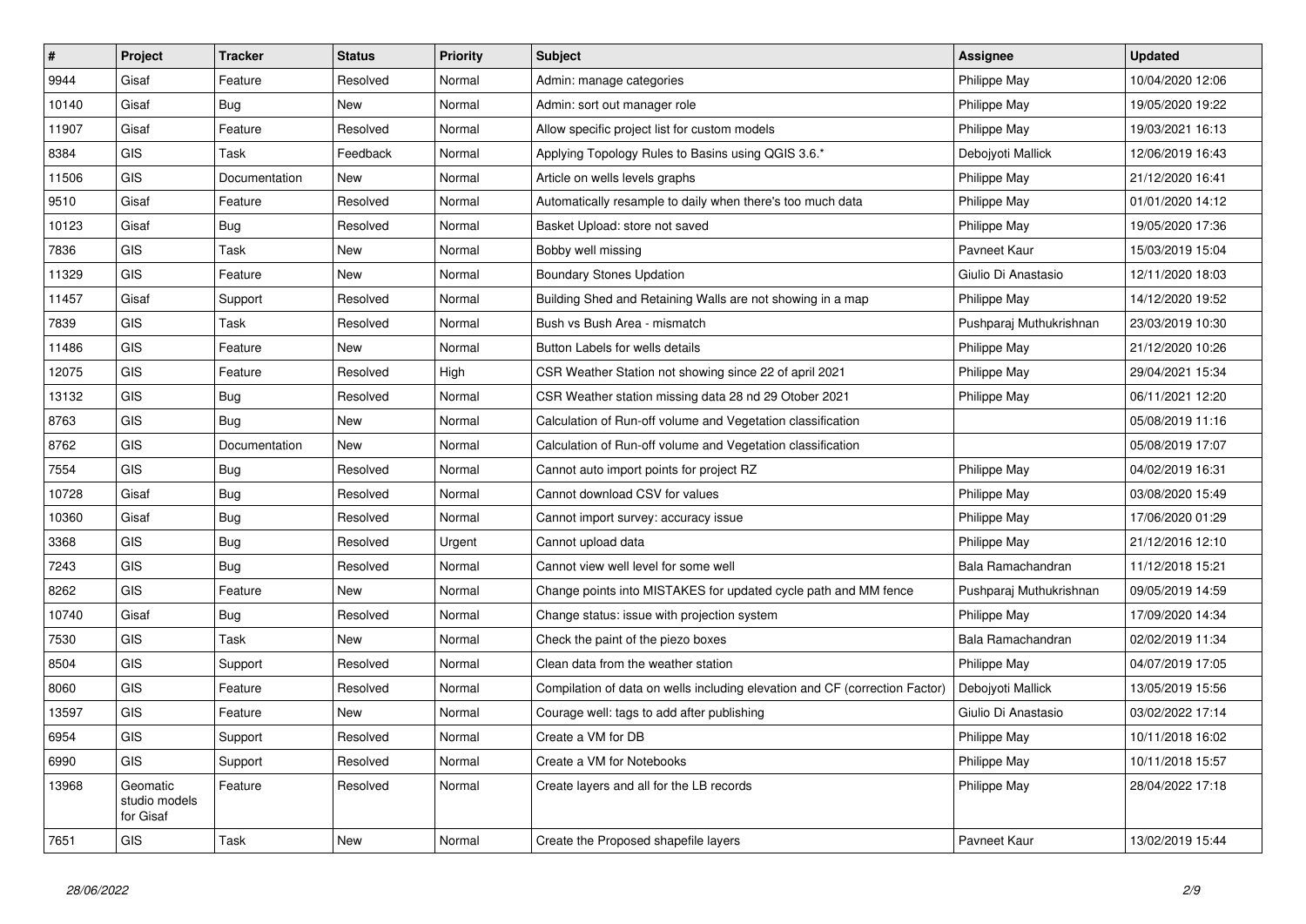| # | Project | Tracker | Status | Priority | Subject | Assignee | Updated |
|---|---|---|---|---|---|---|---|
| 9944 | Gisaf | Feature | Resolved | Normal | Admin: manage categories | Philippe May | 10/04/2020 12:06 |
| 10140 | Gisaf | Bug | New | Normal | Admin: sort out manager role | Philippe May | 19/05/2020 19:22 |
| 11907 | Gisaf | Feature | Resolved | Normal | Allow specific project list for custom models | Philippe May | 19/03/2021 16:13 |
| 8384 | GIS | Task | Feedback | Normal | Applying Topology Rules to Basins using QGIS 3.6.* | Debojyoti Mallick | 12/06/2019 16:43 |
| 11506 | GIS | Documentation | New | Normal | Article on wells levels graphs | Philippe May | 21/12/2020 16:41 |
| 9510 | Gisaf | Feature | Resolved | Normal | Automatically resample to daily when there's too much data | Philippe May | 01/01/2020 14:12 |
| 10123 | Gisaf | Bug | Resolved | Normal | Basket Upload: store not saved | Philippe May | 19/05/2020 17:36 |
| 7836 | GIS | Task | New | Normal | Bobby well missing | Pavneet Kaur | 15/03/2019 15:04 |
| 11329 | GIS | Feature | New | Normal | Boundary Stones Updation | Giulio Di Anastasio | 12/11/2020 18:03 |
| 11457 | Gisaf | Support | Resolved | Normal | Building Shed and Retaining Walls are not showing in a map | Philippe May | 14/12/2020 19:52 |
| 7839 | GIS | Task | Resolved | Normal | Bush vs Bush Area - mismatch | Pushparaj Muthukrishnan | 23/03/2019 10:30 |
| 11486 | GIS | Feature | New | Normal | Button Labels for wells details | Philippe May | 21/12/2020 10:26 |
| 12075 | GIS | Feature | Resolved | High | CSR Weather Station not showing since 22 of april 2021 | Philippe May | 29/04/2021 15:34 |
| 13132 | GIS | Bug | Resolved | Normal | CSR Weather station missing data 28 nd 29 Otober 2021 | Philippe May | 06/11/2021 12:20 |
| 8763 | GIS | Bug | New | Normal | Calculation of Run-off volume and Vegetation classification | | 05/08/2019 11:16 |
| 8762 | GIS | Documentation | New | Normal | Calculation of Run-off volume and Vegetation classification | | 05/08/2019 17:07 |
| 7554 | GIS | Bug | Resolved | Normal | Cannot auto import points for project RZ | Philippe May | 04/02/2019 16:31 |
| 10728 | Gisaf | Bug | Resolved | Normal | Cannot download CSV for values | Philippe May | 03/08/2020 15:49 |
| 10360 | Gisaf | Bug | Resolved | Normal | Cannot import survey: accuracy issue | Philippe May | 17/06/2020 01:29 |
| 3368 | GIS | Bug | Resolved | Urgent | Cannot upload data | Philippe May | 21/12/2016 12:10 |
| 7243 | GIS | Bug | Resolved | Normal | Cannot view well level for some well | Bala Ramachandran | 11/12/2018 15:21 |
| 8262 | GIS | Feature | New | Normal | Change points into MISTAKES for updated cycle path and MM fence | Pushparaj Muthukrishnan | 09/05/2019 14:59 |
| 10740 | Gisaf | Bug | Resolved | Normal | Change status: issue with projection system | Philippe May | 17/09/2020 14:34 |
| 7530 | GIS | Task | New | Normal | Check the paint of the piezo boxes | Bala Ramachandran | 02/02/2019 11:34 |
| 8504 | GIS | Support | Resolved | Normal | Clean data from the weather station | Philippe May | 04/07/2019 17:05 |
| 8060 | GIS | Feature | Resolved | Normal | Compilation of data on wells including elevation and CF (correction Factor) | Debojyoti Mallick | 13/05/2019 15:56 |
| 13597 | GIS | Feature | New | Normal | Courage well: tags to add after publishing | Giulio Di Anastasio | 03/02/2022 17:14 |
| 6954 | GIS | Support | Resolved | Normal | Create a VM for DB | Philippe May | 10/11/2018 16:02 |
| 6990 | GIS | Support | Resolved | Normal | Create a VM for Notebooks | Philippe May | 10/11/2018 15:57 |
| 13968 | Geomatic studio models for Gisaf | Feature | Resolved | Normal | Create layers and all for the LB records | Philippe May | 28/04/2022 17:18 |
| 7651 | GIS | Task | New | Normal | Create the Proposed shapefile layers | Pavneet Kaur | 13/02/2019 15:44 |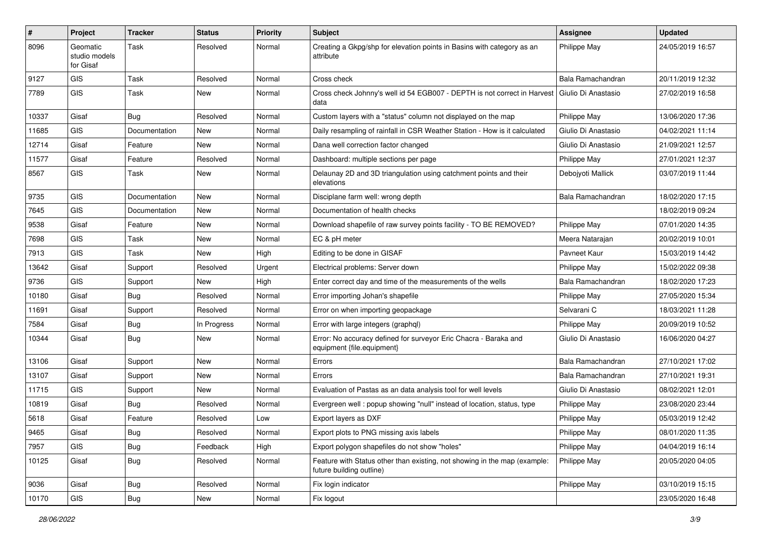| # | Project | Tracker | Status | Priority | Subject | Assignee | Updated |
|---|---|---|---|---|---|---|---|
| 8096 | Geomatic studio models for Gisaf | Task | Resolved | Normal | Creating a Gkpg/shp for elevation points in Basins with category as an attribute | Philippe May | 24/05/2019 16:57 |
| 9127 | GIS | Task | Resolved | Normal | Cross check | Bala Ramachandran | 20/11/2019 12:32 |
| 7789 | GIS | Task | New | Normal | Cross check Johnny's well id 54 EGB007 - DEPTH is not correct in Harvest data | Giulio Di Anastasio | 27/02/2019 16:58 |
| 10337 | Gisaf | Bug | Resolved | Normal | Custom layers with a "status" column not displayed on the map | Philippe May | 13/06/2020 17:36 |
| 11685 | GIS | Documentation | New | Normal | Daily resampling of rainfall in CSR Weather Station - How is it calculated | Giulio Di Anastasio | 04/02/2021 11:14 |
| 12714 | Gisaf | Feature | New | Normal | Dana well correction factor changed | Giulio Di Anastasio | 21/09/2021 12:57 |
| 11577 | Gisaf | Feature | Resolved | Normal | Dashboard: multiple sections per page | Philippe May | 27/01/2021 12:37 |
| 8567 | GIS | Task | New | Normal | Delaunay 2D and 3D triangulation using catchment points and their elevations | Debojyoti Mallick | 03/07/2019 11:44 |
| 9735 | GIS | Documentation | New | Normal | Disciplane farm well: wrong depth | Bala Ramachandran | 18/02/2020 17:15 |
| 7645 | GIS | Documentation | New | Normal | Documentation of health checks | | 18/02/2019 09:24 |
| 9538 | Gisaf | Feature | New | Normal | Download shapefile of raw survey points facility - TO BE REMOVED? | Philippe May | 07/01/2020 14:35 |
| 7698 | GIS | Task | New | Normal | EC & pH meter | Meera Natarajan | 20/02/2019 10:01 |
| 7913 | GIS | Task | New | High | Editing to be done in GISAF | Pavneet Kaur | 15/03/2019 14:42 |
| 13642 | Gisaf | Support | Resolved | Urgent | Electrical problems: Server down | Philippe May | 15/02/2022 09:38 |
| 9736 | GIS | Support | New | High | Enter correct day and time of the measurements of the wells | Bala Ramachandran | 18/02/2020 17:23 |
| 10180 | Gisaf | Bug | Resolved | Normal | Error importing Johan's shapefile | Philippe May | 27/05/2020 15:34 |
| 11691 | Gisaf | Support | Resolved | Normal | Error on when importing geopackage | Selvarani C | 18/03/2021 11:28 |
| 7584 | Gisaf | Bug | In Progress | Normal | Error with large integers (graphql) | Philippe May | 20/09/2019 10:52 |
| 10344 | Gisaf | Bug | New | Normal | Error: No accuracy defined for surveyor Eric Chacra - Baraka and equipment {file.equipment} | Giulio Di Anastasio | 16/06/2020 04:27 |
| 13106 | Gisaf | Support | New | Normal | Errors | Bala Ramachandran | 27/10/2021 17:02 |
| 13107 | Gisaf | Support | New | Normal | Errors | Bala Ramachandran | 27/10/2021 19:31 |
| 11715 | GIS | Support | New | Normal | Evaluation of Pastas as an data analysis tool for well levels | Giulio Di Anastasio | 08/02/2021 12:01 |
| 10819 | Gisaf | Bug | Resolved | Normal | Evergreen well : popup showing "null" instead of location, status, type | Philippe May | 23/08/2020 23:44 |
| 5618 | Gisaf | Feature | Resolved | Low | Export layers as DXF | Philippe May | 05/03/2019 12:42 |
| 9465 | Gisaf | Bug | Resolved | Normal | Export plots to PNG missing axis labels | Philippe May | 08/01/2020 11:35 |
| 7957 | GIS | Bug | Feedback | High | Export polygon shapefiles do not show "holes" | Philippe May | 04/04/2019 16:14 |
| 10125 | Gisaf | Bug | Resolved | Normal | Feature with Status other than existing, not showing in the map (example: future building outline) | Philippe May | 20/05/2020 04:05 |
| 9036 | Gisaf | Bug | Resolved | Normal | Fix login indicator | Philippe May | 03/10/2019 15:15 |
| 10170 | GIS | Bug | New | Normal | Fix logout | | 23/05/2020 16:48 |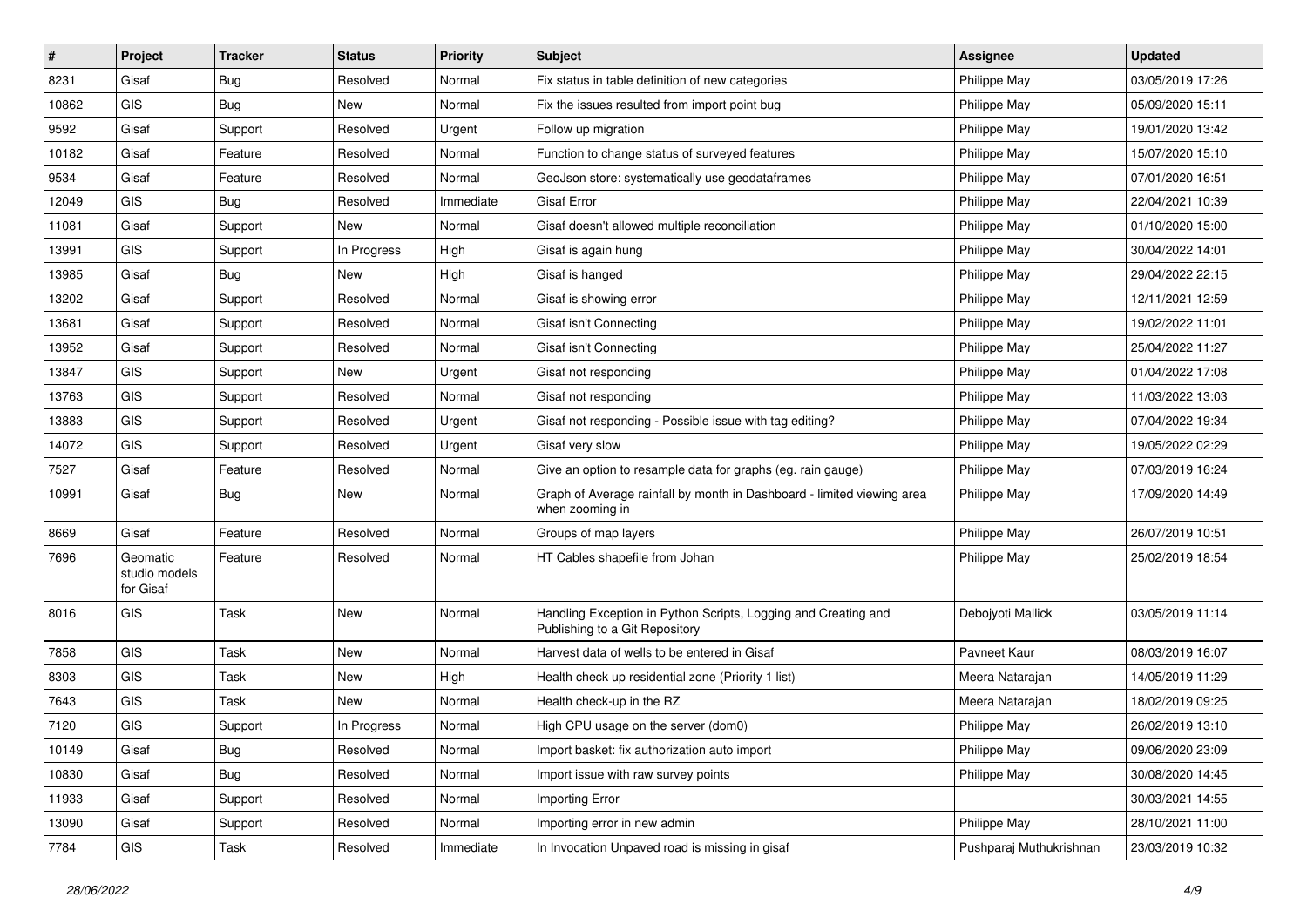| # | Project | Tracker | Status | Priority | Subject | Assignee | Updated |
|---|---|---|---|---|---|---|---|
| 8231 | Gisaf | Bug | Resolved | Normal | Fix status in table definition of new categories | Philippe May | 03/05/2019 17:26 |
| 10862 | GIS | Bug | New | Normal | Fix the issues resulted from import point bug | Philippe May | 05/09/2020 15:11 |
| 9592 | Gisaf | Support | Resolved | Urgent | Follow up migration | Philippe May | 19/01/2020 13:42 |
| 10182 | Gisaf | Feature | Resolved | Normal | Function to change status of surveyed features | Philippe May | 15/07/2020 15:10 |
| 9534 | Gisaf | Feature | Resolved | Normal | GeoJson store: systematically use geodataframes | Philippe May | 07/01/2020 16:51 |
| 12049 | GIS | Bug | Resolved | Immediate | Gisaf Error | Philippe May | 22/04/2021 10:39 |
| 11081 | Gisaf | Support | New | Normal | Gisaf doesn't allowed multiple reconciliation | Philippe May | 01/10/2020 15:00 |
| 13991 | GIS | Support | In Progress | High | Gisaf is again hung | Philippe May | 30/04/2022 14:01 |
| 13985 | Gisaf | Bug | New | High | Gisaf is hanged | Philippe May | 29/04/2022 22:15 |
| 13202 | Gisaf | Support | Resolved | Normal | Gisaf is showing error | Philippe May | 12/11/2021 12:59 |
| 13681 | Gisaf | Support | Resolved | Normal | Gisaf isn't Connecting | Philippe May | 19/02/2022 11:01 |
| 13952 | Gisaf | Support | Resolved | Normal | Gisaf isn't Connecting | Philippe May | 25/04/2022 11:27 |
| 13847 | GIS | Support | New | Urgent | Gisaf not responding | Philippe May | 01/04/2022 17:08 |
| 13763 | GIS | Support | Resolved | Normal | Gisaf not responding | Philippe May | 11/03/2022 13:03 |
| 13883 | GIS | Support | Resolved | Urgent | Gisaf not responding - Possible issue with tag editing? | Philippe May | 07/04/2022 19:34 |
| 14072 | GIS | Support | Resolved | Urgent | Gisaf very slow | Philippe May | 19/05/2022 02:29 |
| 7527 | Gisaf | Feature | Resolved | Normal | Give an option to resample data for graphs (eg. rain gauge) | Philippe May | 07/03/2019 16:24 |
| 10991 | Gisaf | Bug | New | Normal | Graph of Average rainfall by month in Dashboard - limited viewing area when zooming in | Philippe May | 17/09/2020 14:49 |
| 8669 | Gisaf | Feature | Resolved | Normal | Groups of map layers | Philippe May | 26/07/2019 10:51 |
| 7696 | Geomatic studio models for Gisaf | Feature | Resolved | Normal | HT Cables shapefile from Johan | Philippe May | 25/02/2019 18:54 |
| 8016 | GIS | Task | New | Normal | Handling Exception in Python Scripts, Logging and Creating and Publishing to a Git Repository | Debojyoti Mallick | 03/05/2019 11:14 |
| 7858 | GIS | Task | New | Normal | Harvest data of wells to be entered in Gisaf | Pavneet Kaur | 08/03/2019 16:07 |
| 8303 | GIS | Task | New | High | Health check up residential zone (Priority 1 list) | Meera Natarajan | 14/05/2019 11:29 |
| 7643 | GIS | Task | New | Normal | Health check-up in the RZ | Meera Natarajan | 18/02/2019 09:25 |
| 7120 | GIS | Support | In Progress | Normal | High CPU usage on the server (dom0) | Philippe May | 26/02/2019 13:10 |
| 10149 | Gisaf | Bug | Resolved | Normal | Import basket: fix authorization auto import | Philippe May | 09/06/2020 23:09 |
| 10830 | Gisaf | Bug | Resolved | Normal | Import issue with raw survey points | Philippe May | 30/08/2020 14:45 |
| 11933 | Gisaf | Support | Resolved | Normal | Importing Error | | 30/03/2021 14:55 |
| 13090 | Gisaf | Support | Resolved | Normal | Importing error in new admin | Philippe May | 28/10/2021 11:00 |
| 7784 | GIS | Task | Resolved | Immediate | In Invocation Unpaved road is missing in gisaf | Pushparaj Muthukrishnan | 23/03/2019 10:32 |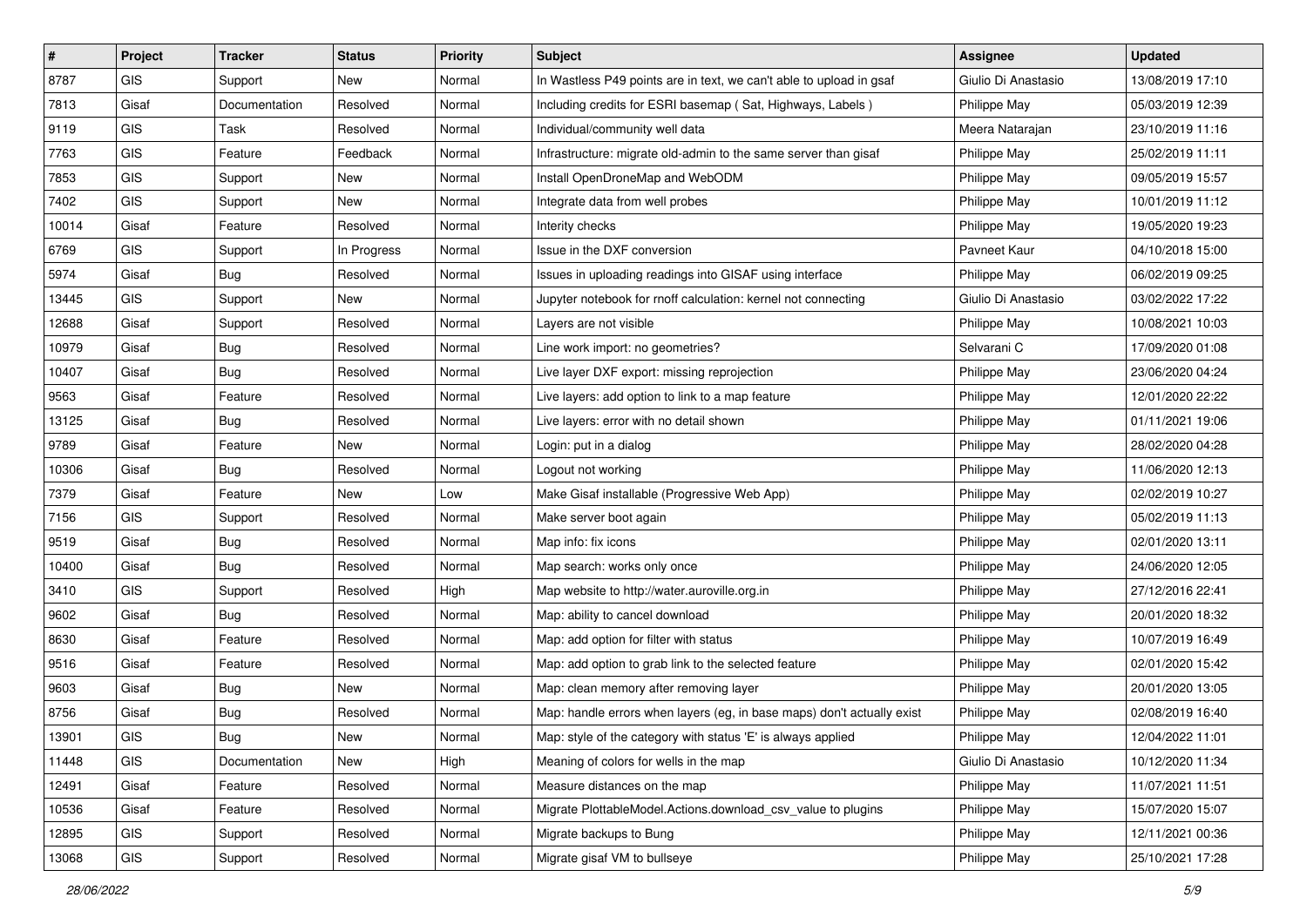| # | Project | Tracker | Status | Priority | Subject | Assignee | Updated |
|---|---|---|---|---|---|---|---|
| 8787 | GIS | Support | New | Normal | In Wastless P49 points are in text, we can't able to upload in gsaf | Giulio Di Anastasio | 13/08/2019 17:10 |
| 7813 | Gisaf | Documentation | Resolved | Normal | Including credits for ESRI basemap ( Sat, Highways, Labels ) | Philippe May | 05/03/2019 12:39 |
| 9119 | GIS | Task | Resolved | Normal | Individual/community well data | Meera Natarajan | 23/10/2019 11:16 |
| 7763 | GIS | Feature | Feedback | Normal | Infrastructure: migrate old-admin to the same server than gisaf | Philippe May | 25/02/2019 11:11 |
| 7853 | GIS | Support | New | Normal | Install OpenDroneMap and WebODM | Philippe May | 09/05/2019 15:57 |
| 7402 | GIS | Support | New | Normal | Integrate data from well probes | Philippe May | 10/01/2019 11:12 |
| 10014 | Gisaf | Feature | Resolved | Normal | Interity checks | Philippe May | 19/05/2020 19:23 |
| 6769 | GIS | Support | In Progress | Normal | Issue in the DXF conversion | Pavneet Kaur | 04/10/2018 15:00 |
| 5974 | Gisaf | Bug | Resolved | Normal | Issues in uploading readings into GISAF using interface | Philippe May | 06/02/2019 09:25 |
| 13445 | GIS | Support | New | Normal | Jupyter notebook for rnoff calculation: kernel not connecting | Giulio Di Anastasio | 03/02/2022 17:22 |
| 12688 | Gisaf | Support | Resolved | Normal | Layers are not visible | Philippe May | 10/08/2021 10:03 |
| 10979 | Gisaf | Bug | Resolved | Normal | Line work import: no geometries? | Selvarani C | 17/09/2020 01:08 |
| 10407 | Gisaf | Bug | Resolved | Normal | Live layer DXF export: missing reprojection | Philippe May | 23/06/2020 04:24 |
| 9563 | Gisaf | Feature | Resolved | Normal | Live layers: add option to link to a map feature | Philippe May | 12/01/2020 22:22 |
| 13125 | Gisaf | Bug | Resolved | Normal | Live layers: error with no detail shown | Philippe May | 01/11/2021 19:06 |
| 9789 | Gisaf | Feature | New | Normal | Login: put in a dialog | Philippe May | 28/02/2020 04:28 |
| 10306 | Gisaf | Bug | Resolved | Normal | Logout not working | Philippe May | 11/06/2020 12:13 |
| 7379 | Gisaf | Feature | New | Low | Make Gisaf installable (Progressive Web App) | Philippe May | 02/02/2019 10:27 |
| 7156 | GIS | Support | Resolved | Normal | Make server boot again | Philippe May | 05/02/2019 11:13 |
| 9519 | Gisaf | Bug | Resolved | Normal | Map info: fix icons | Philippe May | 02/01/2020 13:11 |
| 10400 | Gisaf | Bug | Resolved | Normal | Map search: works only once | Philippe May | 24/06/2020 12:05 |
| 3410 | GIS | Support | Resolved | High | Map website to http://water.auroville.org.in | Philippe May | 27/12/2016 22:41 |
| 9602 | Gisaf | Bug | Resolved | Normal | Map: ability to cancel download | Philippe May | 20/01/2020 18:32 |
| 8630 | Gisaf | Feature | Resolved | Normal | Map: add option for filter with status | Philippe May | 10/07/2019 16:49 |
| 9516 | Gisaf | Feature | Resolved | Normal | Map: add option to grab link to the selected feature | Philippe May | 02/01/2020 15:42 |
| 9603 | Gisaf | Bug | New | Normal | Map: clean memory after removing layer | Philippe May | 20/01/2020 13:05 |
| 8756 | Gisaf | Bug | Resolved | Normal | Map: handle errors when layers (eg, in base maps) don't actually exist | Philippe May | 02/08/2019 16:40 |
| 13901 | GIS | Bug | New | Normal | Map: style of the category with status 'E' is always applied | Philippe May | 12/04/2022 11:01 |
| 11448 | GIS | Documentation | New | High | Meaning of colors for wells in the map | Giulio Di Anastasio | 10/12/2020 11:34 |
| 12491 | Gisaf | Feature | Resolved | Normal | Measure distances on the map | Philippe May | 11/07/2021 11:51 |
| 10536 | Gisaf | Feature | Resolved | Normal | Migrate PlottableModel.Actions.download_csv_value to plugins | Philippe May | 15/07/2020 15:07 |
| 12895 | GIS | Support | Resolved | Normal | Migrate backups to Bung | Philippe May | 12/11/2021 00:36 |
| 13068 | GIS | Support | Resolved | Normal | Migrate gisaf VM to bullseye | Philippe May | 25/10/2021 17:28 |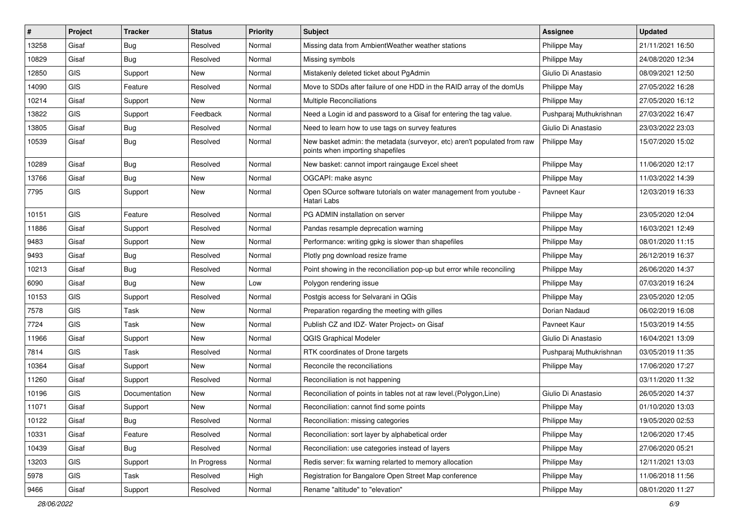| # | Project | Tracker | Status | Priority | Subject | Assignee | Updated |
|---|---|---|---|---|---|---|---|
| 13258 | Gisaf | Bug | Resolved | Normal | Missing data from AmbientWeather weather stations | Philippe May | 21/11/2021 16:50 |
| 10829 | Gisaf | Bug | Resolved | Normal | Missing symbols | Philippe May | 24/08/2020 12:34 |
| 12850 | GIS | Support | New | Normal | Mistakenly deleted ticket about PgAdmin | Giulio Di Anastasio | 08/09/2021 12:50 |
| 14090 | GIS | Feature | Resolved | Normal | Move to SDDs after failure of one HDD in the RAID array of the domUs | Philippe May | 27/05/2022 16:28 |
| 10214 | Gisaf | Support | New | Normal | Multiple Reconciliations | Philippe May | 27/05/2020 16:12 |
| 13822 | GIS | Support | Feedback | Normal | Need a Login id and password to a Gisaf for entering the tag value. | Pushparaj Muthukrishnan | 27/03/2022 16:47 |
| 13805 | Gisaf | Bug | Resolved | Normal | Need to learn how to use tags on survey features | Giulio Di Anastasio | 23/03/2022 23:03 |
| 10539 | Gisaf | Bug | Resolved | Normal | New basket admin: the metadata (surveyor, etc) aren't populated from raw points when importing shapefiles | Philippe May | 15/07/2020 15:02 |
| 10289 | Gisaf | Bug | Resolved | Normal | New basket: cannot import raingauge Excel sheet | Philippe May | 11/06/2020 12:17 |
| 13766 | Gisaf | Bug | New | Normal | OGCAPI: make async | Philippe May | 11/03/2022 14:39 |
| 7795 | GIS | Support | New | Normal | Open SOurce software tutorials on water management from youtube - Hatari Labs | Pavneet Kaur | 12/03/2019 16:33 |
| 10151 | GIS | Feature | Resolved | Normal | PG ADMIN installation on server | Philippe May | 23/05/2020 12:04 |
| 11886 | Gisaf | Support | Resolved | Normal | Pandas resample deprecation warning | Philippe May | 16/03/2021 12:49 |
| 9483 | Gisaf | Support | New | Normal | Performance: writing gpkg is slower than shapefiles | Philippe May | 08/01/2020 11:15 |
| 9493 | Gisaf | Bug | Resolved | Normal | Plotly png download resize frame | Philippe May | 26/12/2019 16:37 |
| 10213 | Gisaf | Bug | Resolved | Normal | Point showing in the reconciliation pop-up but error while reconciling | Philippe May | 26/06/2020 14:37 |
| 6090 | Gisaf | Bug | New | Low | Polygon rendering issue | Philippe May | 07/03/2019 16:24 |
| 10153 | GIS | Support | Resolved | Normal | Postgis access for Selvarani in QGis | Philippe May | 23/05/2020 12:05 |
| 7578 | GIS | Task | New | Normal | Preparation regarding the meeting with gilles | Dorian Nadaud | 06/02/2019 16:08 |
| 7724 | GIS | Task | New | Normal | Publish CZ and IDZ- Water Project> on Gisaf | Pavneet Kaur | 15/03/2019 14:55 |
| 11966 | Gisaf | Support | New | Normal | QGIS Graphical Modeler | Giulio Di Anastasio | 16/04/2021 13:09 |
| 7814 | GIS | Task | Resolved | Normal | RTK coordinates of Drone targets | Pushparaj Muthukrishnan | 03/05/2019 11:35 |
| 10364 | Gisaf | Support | New | Normal | Reconcile the reconciliations | Philippe May | 17/06/2020 17:27 |
| 11260 | Gisaf | Support | Resolved | Normal | Reconciliation is not happening | | 03/11/2020 11:32 |
| 10196 | GIS | Documentation | New | Normal | Reconciliation of points in tables not at raw level.(Polygon,Line) | Giulio Di Anastasio | 26/05/2020 14:37 |
| 11071 | Gisaf | Support | New | Normal | Reconciliation: cannot find some points | Philippe May | 01/10/2020 13:03 |
| 10122 | Gisaf | Bug | Resolved | Normal | Reconciliation: missing categories | Philippe May | 19/05/2020 02:53 |
| 10331 | Gisaf | Feature | Resolved | Normal | Reconciliation: sort layer by alphabetical order | Philippe May | 12/06/2020 17:45 |
| 10439 | Gisaf | Bug | Resolved | Normal | Reconciliation: use categories instead of layers | Philippe May | 27/06/2020 05:21 |
| 13203 | GIS | Support | In Progress | Normal | Redis server: fix warning relarted to memory allocation | Philippe May | 12/11/2021 13:03 |
| 5978 | GIS | Task | Resolved | High | Registration for Bangalore Open Street Map conference | Philippe May | 11/06/2018 11:56 |
| 9466 | Gisaf | Support | Resolved | Normal | Rename "altitude" to "elevation" | Philippe May | 08/01/2020 11:27 |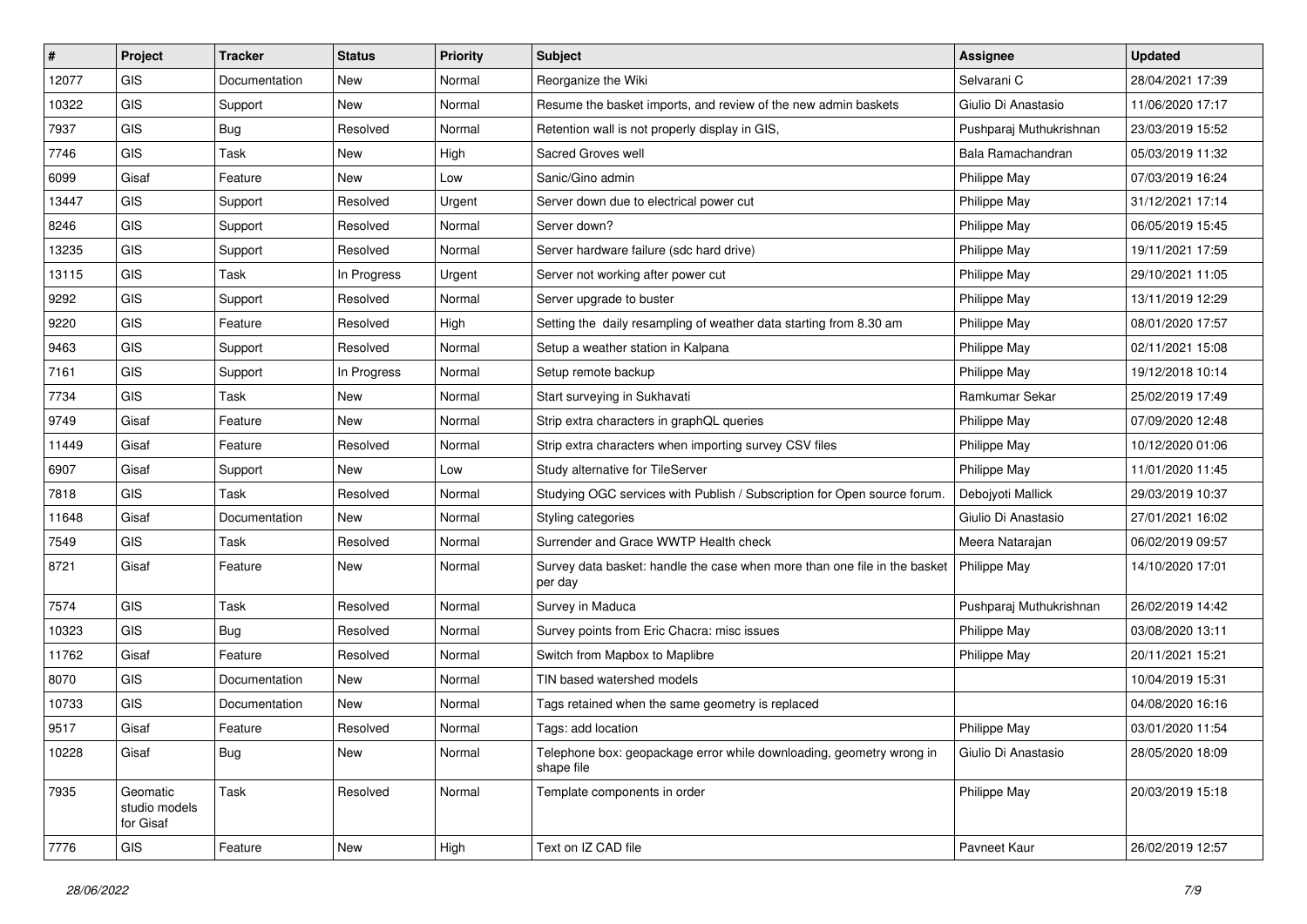| # | Project | Tracker | Status | Priority | Subject | Assignee | Updated |
|---|---|---|---|---|---|---|---|
| 12077 | GIS | Documentation | New | Normal | Reorganize the Wiki | Selvarani C | 28/04/2021 17:39 |
| 10322 | GIS | Support | New | Normal | Resume the basket imports, and review of the new admin baskets | Giulio Di Anastasio | 11/06/2020 17:17 |
| 7937 | GIS | Bug | Resolved | Normal | Retention wall is not properly display in GIS, | Pushparaj Muthukrishnan | 23/03/2019 15:52 |
| 7746 | GIS | Task | New | High | Sacred Groves well | Bala Ramachandran | 05/03/2019 11:32 |
| 6099 | Gisaf | Feature | New | Low | Sanic/Gino admin | Philippe May | 07/03/2019 16:24 |
| 13447 | GIS | Support | Resolved | Urgent | Server down due to electrical power cut | Philippe May | 31/12/2021 17:14 |
| 8246 | GIS | Support | Resolved | Normal | Server down? | Philippe May | 06/05/2019 15:45 |
| 13235 | GIS | Support | Resolved | Normal | Server hardware failure (sdc hard drive) | Philippe May | 19/11/2021 17:59 |
| 13115 | GIS | Task | In Progress | Urgent | Server not working after power cut | Philippe May | 29/10/2021 11:05 |
| 9292 | GIS | Support | Resolved | Normal | Server upgrade to buster | Philippe May | 13/11/2019 12:29 |
| 9220 | GIS | Feature | Resolved | High | Setting the daily resampling of weather data starting from 8.30 am | Philippe May | 08/01/2020 17:57 |
| 9463 | GIS | Support | Resolved | Normal | Setup a weather station in Kalpana | Philippe May | 02/11/2021 15:08 |
| 7161 | GIS | Support | In Progress | Normal | Setup remote backup | Philippe May | 19/12/2018 10:14 |
| 7734 | GIS | Task | New | Normal | Start surveying in Sukhavati | Ramkumar Sekar | 25/02/2019 17:49 |
| 9749 | Gisaf | Feature | New | Normal | Strip extra characters in graphQL queries | Philippe May | 07/09/2020 12:48 |
| 11449 | Gisaf | Feature | Resolved | Normal | Strip extra characters when importing survey CSV files | Philippe May | 10/12/2020 01:06 |
| 6907 | Gisaf | Support | New | Low | Study alternative for TileServer | Philippe May | 11/01/2020 11:45 |
| 7818 | GIS | Task | Resolved | Normal | Studying OGC services with Publish / Subscription for Open source forum. | Debojyoti Mallick | 29/03/2019 10:37 |
| 11648 | Gisaf | Documentation | New | Normal | Styling categories | Giulio Di Anastasio | 27/01/2021 16:02 |
| 7549 | GIS | Task | Resolved | Normal | Surrender and Grace WWTP Health check | Meera Natarajan | 06/02/2019 09:57 |
| 8721 | Gisaf | Feature | New | Normal | Survey data basket: handle the case when more than one file in the basket per day | Philippe May | 14/10/2020 17:01 |
| 7574 | GIS | Task | Resolved | Normal | Survey in Maduca | Pushparaj Muthukrishnan | 26/02/2019 14:42 |
| 10323 | GIS | Bug | Resolved | Normal | Survey points from Eric Chacra: misc issues | Philippe May | 03/08/2020 13:11 |
| 11762 | Gisaf | Feature | Resolved | Normal | Switch from Mapbox to Maplibre | Philippe May | 20/11/2021 15:21 |
| 8070 | GIS | Documentation | New | Normal | TIN based watershed models | | 10/04/2019 15:31 |
| 10733 | GIS | Documentation | New | Normal | Tags retained when the same geometry is replaced | | 04/08/2020 16:16 |
| 9517 | Gisaf | Feature | Resolved | Normal | Tags: add location | Philippe May | 03/01/2020 11:54 |
| 10228 | Gisaf | Bug | New | Normal | Telephone box: geopackage error while downloading, geometry wrong in shape file | Giulio Di Anastasio | 28/05/2020 18:09 |
| 7935 | Geomatic studio models for Gisaf | Task | Resolved | Normal | Template components in order | Philippe May | 20/03/2019 15:18 |
| 7776 | GIS | Feature | New | High | Text on IZ CAD file | Pavneet Kaur | 26/02/2019 12:57 |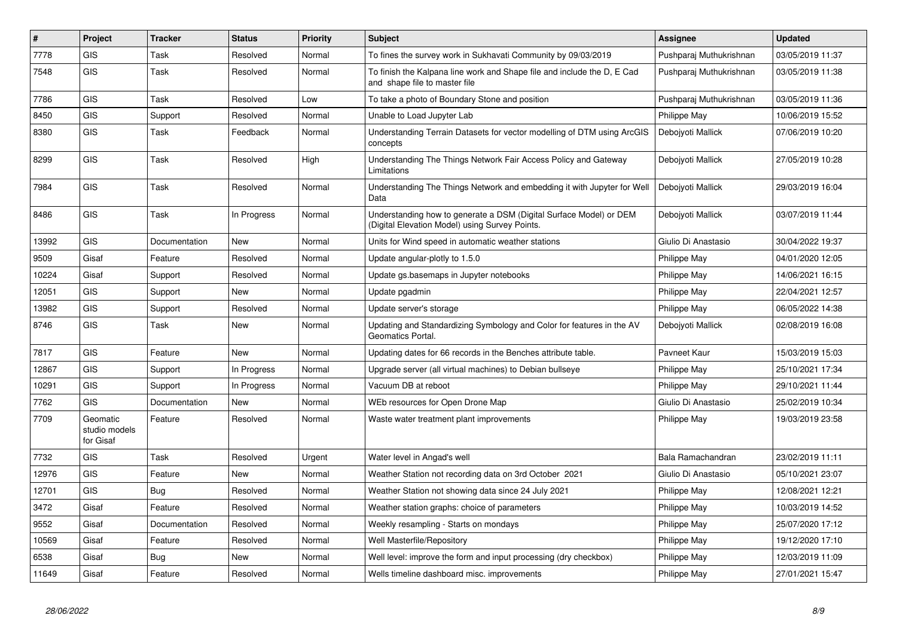| # | Project | Tracker | Status | Priority | Subject | Assignee | Updated |
|---|---|---|---|---|---|---|---|
| 7778 | GIS | Task | Resolved | Normal | To fines the survey work in Sukhavati Community by 09/03/2019 | Pushparaj Muthukrishnan | 03/05/2019 11:37 |
| 7548 | GIS | Task | Resolved | Normal | To finish the Kalpana line work and Shape file and include the D, E Cad and shape file to master file | Pushparaj Muthukrishnan | 03/05/2019 11:38 |
| 7786 | GIS | Task | Resolved | Low | To take a photo of Boundary Stone and position | Pushparaj Muthukrishnan | 03/05/2019 11:36 |
| 8450 | GIS | Support | Resolved | Normal | Unable to Load Jupyter Lab | Philippe May | 10/06/2019 15:52 |
| 8380 | GIS | Task | Feedback | Normal | Understanding Terrain Datasets for vector modelling of DTM using ArcGIS concepts | Debojyoti Mallick | 07/06/2019 10:20 |
| 8299 | GIS | Task | Resolved | High | Understanding The Things Network Fair Access Policy and Gateway Limitations | Debojyoti Mallick | 27/05/2019 10:28 |
| 7984 | GIS | Task | Resolved | Normal | Understanding The Things Network and embedding it with Jupyter for Well Data | Debojyoti Mallick | 29/03/2019 16:04 |
| 8486 | GIS | Task | In Progress | Normal | Understanding how to generate a DSM (Digital Surface Model) or DEM (Digital Elevation Model) using Survey Points. | Debojyoti Mallick | 03/07/2019 11:44 |
| 13992 | GIS | Documentation | New | Normal | Units for Wind speed in automatic weather stations | Giulio Di Anastasio | 30/04/2022 19:37 |
| 9509 | Gisaf | Feature | Resolved | Normal | Update angular-plotly to 1.5.0 | Philippe May | 04/01/2020 12:05 |
| 10224 | Gisaf | Support | Resolved | Normal | Update gs.basemaps in Jupyter notebooks | Philippe May | 14/06/2021 16:15 |
| 12051 | GIS | Support | New | Normal | Update pgadmin | Philippe May | 22/04/2021 12:57 |
| 13982 | GIS | Support | Resolved | Normal | Update server's storage | Philippe May | 06/05/2022 14:38 |
| 8746 | GIS | Task | New | Normal | Updating and Standardizing Symbology and Color for features in the AV Geomatics Portal. | Debojyoti Mallick | 02/08/2019 16:08 |
| 7817 | GIS | Feature | New | Normal | Updating dates for 66 records in the Benches attribute table. | Pavneet Kaur | 15/03/2019 15:03 |
| 12867 | GIS | Support | In Progress | Normal | Upgrade server (all virtual machines) to Debian bullseye | Philippe May | 25/10/2021 17:34 |
| 10291 | GIS | Support | In Progress | Normal | Vacuum DB at reboot | Philippe May | 29/10/2021 11:44 |
| 7762 | GIS | Documentation | New | Normal | WEb resources for Open Drone Map | Giulio Di Anastasio | 25/02/2019 10:34 |
| 7709 | Geomatic studio models for Gisaf | Feature | Resolved | Normal | Waste water treatment plant improvements | Philippe May | 19/03/2019 23:58 |
| 7732 | GIS | Task | Resolved | Urgent | Water level in Angad's well | Bala Ramachandran | 23/02/2019 11:11 |
| 12976 | GIS | Feature | New | Normal | Weather Station not recording data on 3rd October 2021 | Giulio Di Anastasio | 05/10/2021 23:07 |
| 12701 | GIS | Bug | Resolved | Normal | Weather Station not showing data since 24 July 2021 | Philippe May | 12/08/2021 12:21 |
| 3472 | Gisaf | Feature | Resolved | Normal | Weather station graphs: choice of parameters | Philippe May | 10/03/2019 14:52 |
| 9552 | Gisaf | Documentation | Resolved | Normal | Weekly resampling - Starts on mondays | Philippe May | 25/07/2020 17:12 |
| 10569 | Gisaf | Feature | Resolved | Normal | Well Masterfile/Repository | Philippe May | 19/12/2020 17:10 |
| 6538 | Gisaf | Bug | New | Normal | Well level: improve the form and input processing (dry checkbox) | Philippe May | 12/03/2019 11:09 |
| 11649 | Gisaf | Feature | Resolved | Normal | Wells timeline dashboard misc. improvements | Philippe May | 27/01/2021 15:47 |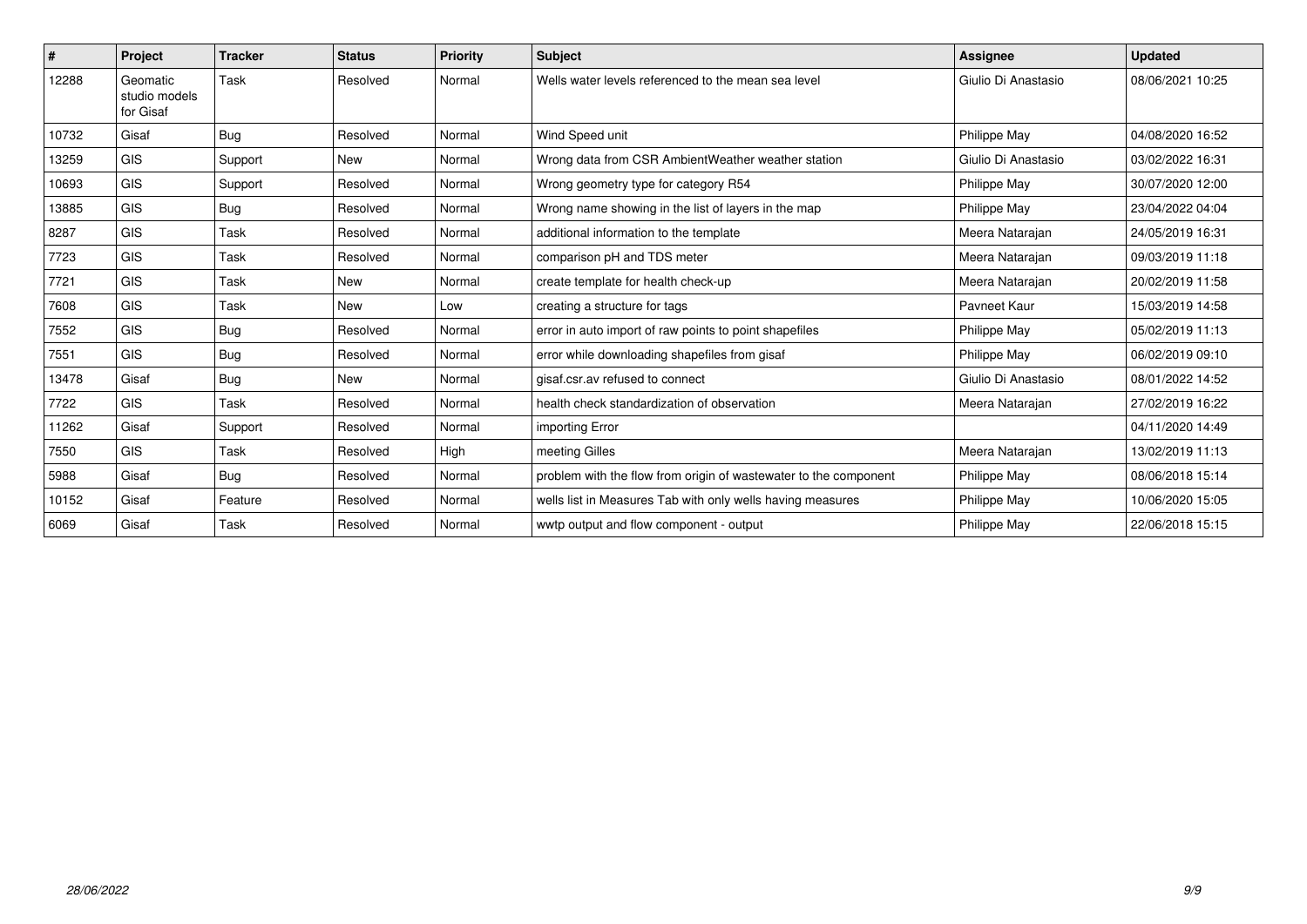| # | Project | Tracker | Status | Priority | Subject | Assignee | Updated |
|---|---|---|---|---|---|---|---|
| 12288 | Geomatic studio models for Gisaf | Task | Resolved | Normal | Wells water levels referenced to the mean sea level | Giulio Di Anastasio | 08/06/2021 10:25 |
| 10732 | Gisaf | Bug | Resolved | Normal | Wind Speed unit | Philippe May | 04/08/2020 16:52 |
| 13259 | GIS | Support | New | Normal | Wrong data from CSR AmbientWeather weather station | Giulio Di Anastasio | 03/02/2022 16:31 |
| 10693 | GIS | Support | Resolved | Normal | Wrong geometry type for category R54 | Philippe May | 30/07/2020 12:00 |
| 13885 | GIS | Bug | Resolved | Normal | Wrong name showing in the list of layers in the map | Philippe May | 23/04/2022 04:04 |
| 8287 | GIS | Task | Resolved | Normal | additional information to the template | Meera Natarajan | 24/05/2019 16:31 |
| 7723 | GIS | Task | Resolved | Normal | comparison pH and TDS meter | Meera Natarajan | 09/03/2019 11:18 |
| 7721 | GIS | Task | New | Normal | create template for health check-up | Meera Natarajan | 20/02/2019 11:58 |
| 7608 | GIS | Task | New | Low | creating a structure for tags | Pavneet Kaur | 15/03/2019 14:58 |
| 7552 | GIS | Bug | Resolved | Normal | error in auto import of raw points to point shapefiles | Philippe May | 05/02/2019 11:13 |
| 7551 | GIS | Bug | Resolved | Normal | error while downloading shapefiles from gisaf | Philippe May | 06/02/2019 09:10 |
| 13478 | Gisaf | Bug | New | Normal | gisaf.csr.av refused to connect | Giulio Di Anastasio | 08/01/2022 14:52 |
| 7722 | GIS | Task | Resolved | Normal | health check standardization of observation | Meera Natarajan | 27/02/2019 16:22 |
| 11262 | Gisaf | Support | Resolved | Normal | importing Error | | 04/11/2020 14:49 |
| 7550 | GIS | Task | Resolved | High | meeting Gilles | Meera Natarajan | 13/02/2019 11:13 |
| 5988 | Gisaf | Bug | Resolved | Normal | problem with the flow from origin of wastewater to the component | Philippe May | 08/06/2018 15:14 |
| 10152 | Gisaf | Feature | Resolved | Normal | wells list in Measures Tab with only wells having measures | Philippe May | 10/06/2020 15:05 |
| 6069 | Gisaf | Task | Resolved | Normal | wwtp output and flow component - output | Philippe May | 22/06/2018 15:15 |